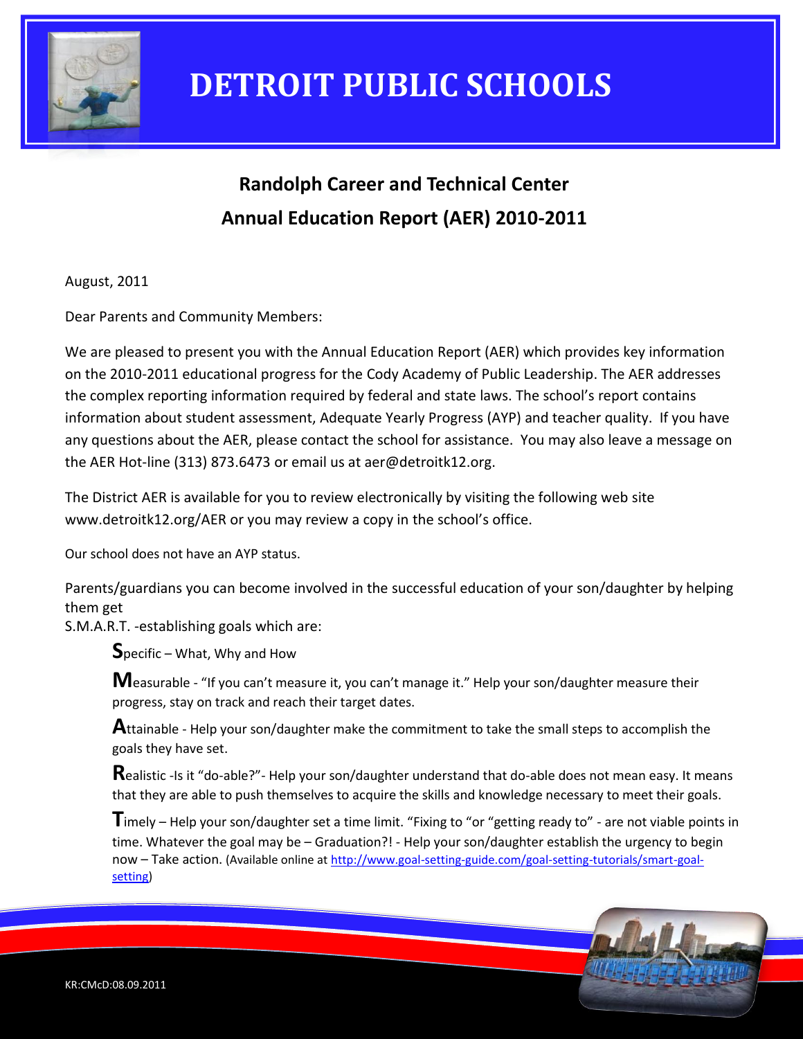# DETROIT PUBLIC SCHOOLS

## Randolph Career and Technical Center
## Annual Education Report (AER) 2010-2011

August, 2011

Dear Parents and Community Members:

We are pleased to present you with the Annual Education Report (AER) which provides key information on the 2010-2011 educational progress for the Cody Academy of Public Leadership. The AER addresses the complex reporting information required by federal and state laws. The school's report contains information about student assessment, Adequate Yearly Progress (AYP) and teacher quality. If you have any questions about the AER, please contact the school for assistance. You may also leave a message on the AER Hot-line (313) 873.6473 or email us at aer@detroitk12.org.

The District AER is available for you to review electronically by visiting the following web site www.detroitk12.org/AER or you may review a copy in the school's office.

Our school does not have an AYP status.

Parents/guardians you can become involved in the successful education of your son/daughter by helping them get
S.M.A.R.T. -establishing goals which are:

> **S**pecific – What, Why and How
>
> **M**easurable - "If you can't measure it, you can't manage it." Help your son/daughter measure their progress, stay on track and reach their target dates.
>
> **A**ttainable - Help your son/daughter make the commitment to take the small steps to accomplish the goals they have set.
>
> **R**ealistic -Is it "do-able?"- Help your son/daughter understand that do-able does not mean easy. It means that they are able to push themselves to acquire the skills and knowledge necessary to meet their goals.
>
> **T**imely – Help your son/daughter set a time limit. "Fixing to "or "getting ready to" - are not viable points in time. Whatever the goal may be – Graduation?! - Help your son/daughter establish the urgency to begin now – Take action. (Available online at [http://www.goal-setting-guide.com/goal-setting-tutorials/smart-goal-setting](http://www.goal-setting-guide.com/goal-setting-tutorials/smart-goal-setting))

KR:CMcD:08.09.2011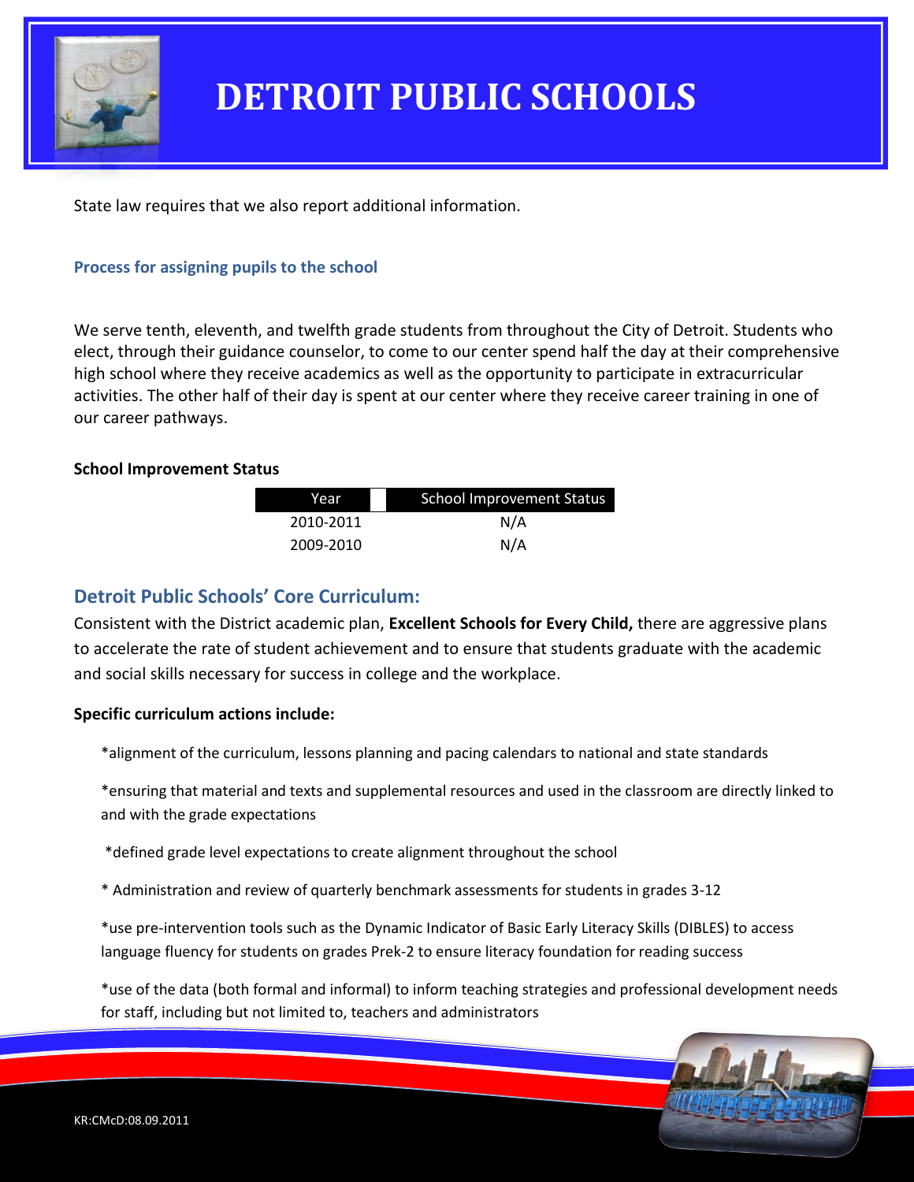# DETROIT PUBLIC SCHOOLS

State law requires that we also report additional information.

### Process for assigning pupils to the school

We serve tenth, eleventh, and twelfth grade students from throughout the City of Detroit. Students who elect, through their guidance counselor, to come to our center spend half the day at their comprehensive high school where they receive academics as well as the opportunity to participate in extracurricular activities. The other half of their day is spent at our center where they receive career training in one of our career pathways.

**School Improvement Status**

| Year | School Improvement Status |
|---|---|
| 2010-2011 | N/A |
| 2009-2010 | N/A |

## Detroit Public Schools' Core Curriculum:

Consistent with the District academic plan, **Excellent Schools for Every Child,** there are aggressive plans to accelerate the rate of student achievement and to ensure that students graduate with the academic and social skills necessary for success in college and the workplace.

**Specific curriculum actions include:**

*alignment of the curriculum, lessons planning and pacing calendars to national and state standards

*ensuring that material and texts and supplemental resources and used in the classroom are directly linked to and with the grade expectations

*defined grade level expectations to create alignment throughout the school

* Administration and review of quarterly benchmark assessments for students in grades 3-12

*use pre-intervention tools such as the Dynamic Indicator of Basic Early Literacy Skills (DIBLES) to access language fluency for students on grades Prek-2 to ensure literacy foundation for reading success

*use of the data (both formal and informal) to inform teaching strategies and professional development needs for staff, including but not limited to, teachers and administrators

KR:CMcD:08.09.2011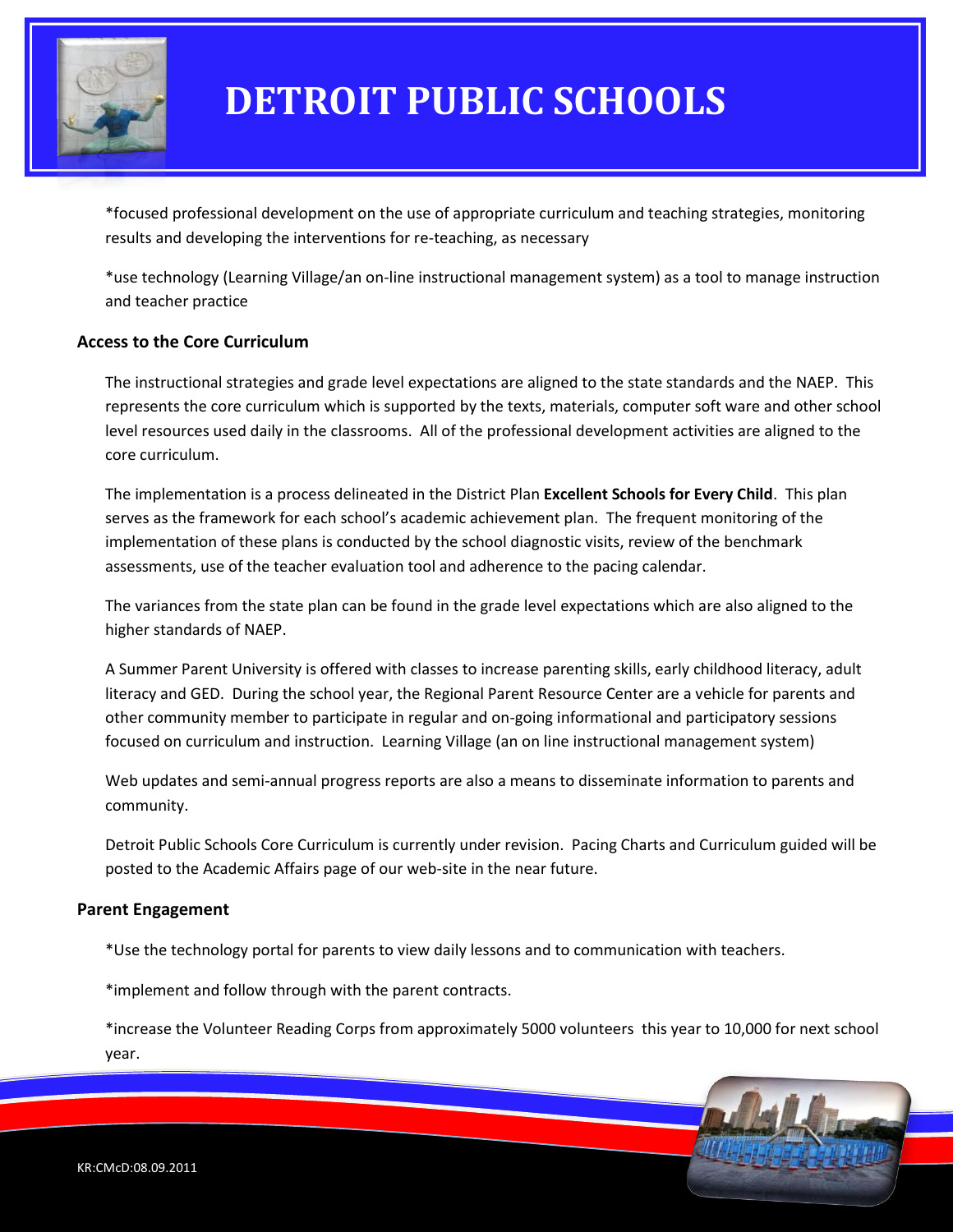*focused professional development on the use of appropriate curriculum and teaching strategies, monitoring results and developing the interventions for re-teaching, as necessary

*use technology (Learning Village/an on-line instructional management system) as a tool to manage instruction and teacher practice

**Access to the Core Curriculum**

The instructional strategies and grade level expectations are aligned to the state standards and the NAEP. This represents the core curriculum which is supported by the texts, materials, computer soft ware and other school level resources used daily in the classrooms. All of the professional development activities are aligned to the core curriculum.

The implementation is a process delineated in the District Plan **Excellent Schools for Every Child**. This plan serves as the framework for each school's academic achievement plan. The frequent monitoring of the implementation of these plans is conducted by the school diagnostic visits, review of the benchmark assessments, use of the teacher evaluation tool and adherence to the pacing calendar.

The variances from the state plan can be found in the grade level expectations which are also aligned to the higher standards of NAEP.

A Summer Parent University is offered with classes to increase parenting skills, early childhood literacy, adult literacy and GED. During the school year, the Regional Parent Resource Center are a vehicle for parents and other community member to participate in regular and on-going informational and participatory sessions focused on curriculum and instruction. Learning Village (an on line instructional management system)

Web updates and semi-annual progress reports are also a means to disseminate information to parents and community.

Detroit Public Schools Core Curriculum is currently under revision. Pacing Charts and Curriculum guided will be posted to the Academic Affairs page of our web-site in the near future.

**Parent Engagement**

*Use the technology portal for parents to view daily lessons and to communication with teachers.

*implement and follow through with the parent contracts.

*increase the Volunteer Reading Corps from approximately 5000 volunteers this year to 10,000 for next school year.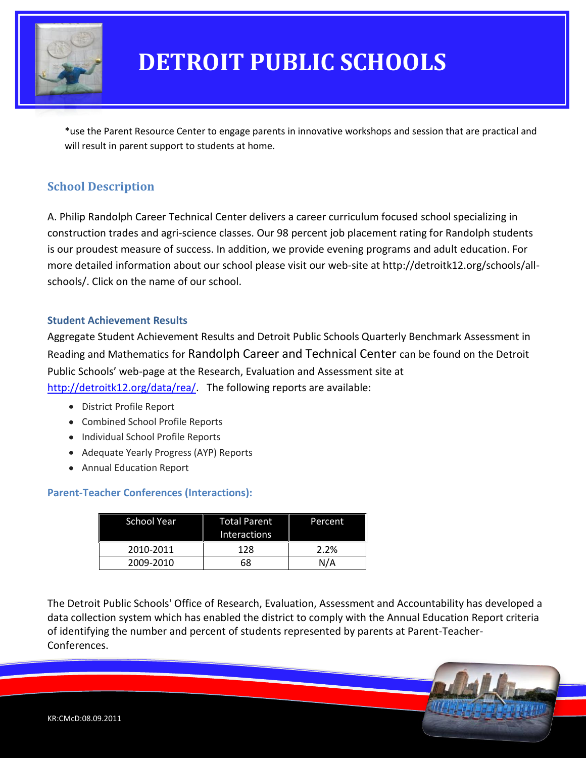*use the Parent Resource Center to engage parents in innovative workshops and session that are practical and will result in parent support to students at home.

## School Description

A. Philip Randolph Career Technical Center delivers a career curriculum focused school specializing in construction trades and agri-science classes. Our 98 percent job placement rating for Randolph students is our proudest measure of success. In addition, we provide evening programs and adult education. For more detailed information about our school please visit our web-site at http://detroitk12.org/schools/all-schools/. Click on the name of our school.

### Student Achievement Results

Aggregate Student Achievement Results and Detroit Public Schools Quarterly Benchmark Assessment in Reading and Mathematics for Randolph Career and Technical Center can be found on the Detroit Public Schools' web-page at the Research, Evaluation and Assessment site at [http://detroitk12.org/data/rea/](http://detroitk12.org/data/rea/). The following reports are available:

- District Profile Report
- Combined School Profile Reports
- Individual School Profile Reports
- Adequate Yearly Progress (AYP) Reports
- Annual Education Report

### Parent-Teacher Conferences (Interactions):

| School Year | Total Parent Interactions | Percent |
|---|---|---|
| 2010-2011 | 128 | 2.2% |
| 2009-2010 | 68 | N/A |

The Detroit Public Schools' Office of Research, Evaluation, Assessment and Accountability has developed a data collection system which has enabled the district to comply with the Annual Education Report criteria of identifying the number and percent of students represented by parents at Parent-Teacher-Conferences.

KR:CMcD:08.09.2011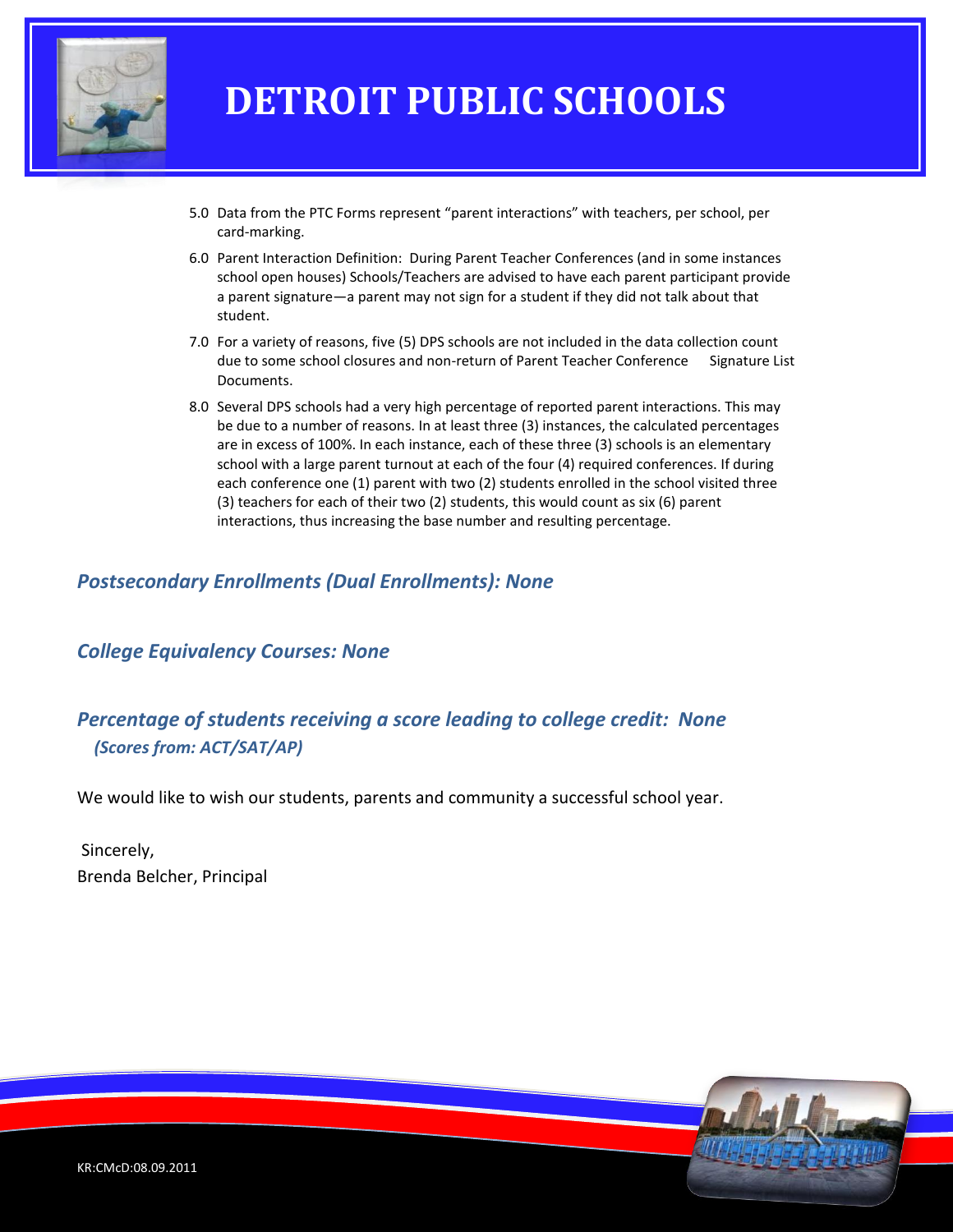5.0 Data from the PTC Forms represent "parent interactions" with teachers, per school, per card-marking.

6.0 Parent Interaction Definition: During Parent Teacher Conferences (and in some instances school open houses) Schools/Teachers are advised to have each parent participant provide a parent signature—a parent may not sign for a student if they did not talk about that student.

7.0 For a variety of reasons, five (5) DPS schools are not included in the data collection count due to some school closures and non-return of Parent Teacher Conference Signature List Documents.

8.0 Several DPS schools had a very high percentage of reported parent interactions. This may be due to a number of reasons. In at least three (3) instances, the calculated percentages are in excess of 100%. In each instance, each of these three (3) schools is an elementary school with a large parent turnout at each of the four (4) required conferences. If during each conference one (1) parent with two (2) students enrolled in the school visited three (3) teachers for each of their two (2) students, this would count as six (6) parent interactions, thus increasing the base number and resulting percentage.

### *Postsecondary Enrollments (Dual Enrollments): None*

### *College Equivalency Courses: None*

### *Percentage of students receiving a score leading to college credit: None*

***(Scores from: ACT/SAT/AP)***

We would like to wish our students, parents and community a successful school year.

Sincerely,
Brenda Belcher, Principal

KR:CMcD:08.09.2011